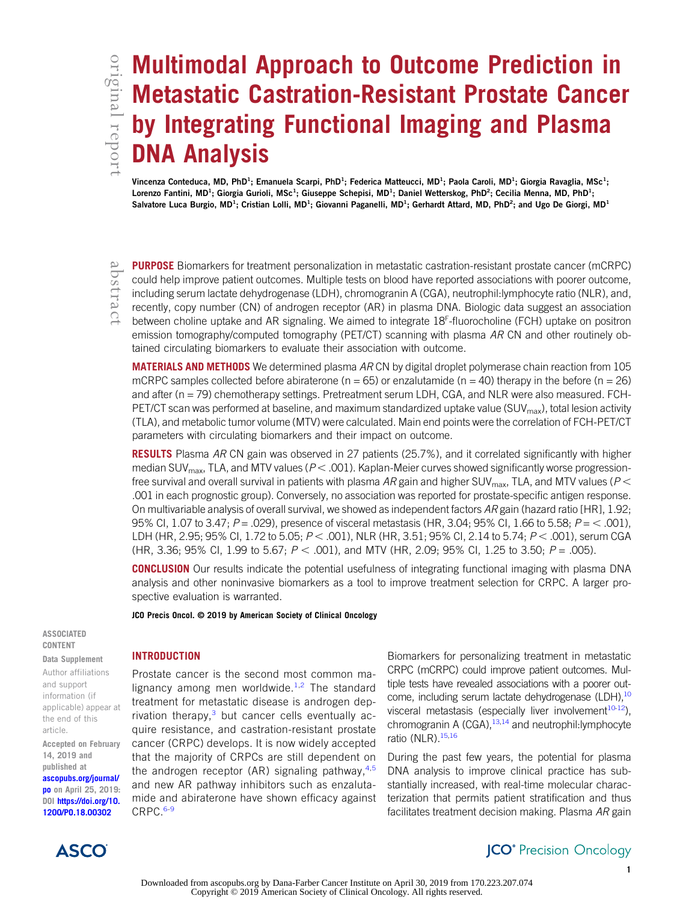original report

# Multimodal Approach to Outcome Prediction in Metastatic Castration-Resistant Prostate Cancer by Integrating Functional Imaging and Plasma DNA Analysis

Vincenza Conteduca, MD, PhD[1]; Emanuela Scarpi, PhD[1]; Federica Matteucci, MD[1]; Paola Caroli, MD[1]; Giorgia Ravaglia, MSc[1]; Lorenzo Fantini, MD[1]; Giorgia Gurioli, MSc[1]; Giuseppe Schepisi, MD[1]; Daniel Wetterskog, PhD[2]; Cecilia Menna, MD, PhD[1]; Salvatore Luca Burgio, MD[1]; Cristian Lolli, MD[1]; Giovanni Paganelli, MD[1]; Gerhardt Attard, MD, PhD[2]; and Ugo De Giorgi, MD[1]

abstract

**PURPOSE** Biomarkers for treatment personalization in metastatic castration-resistant prostate cancer (mCRPC) could help improve patient outcomes. Multiple tests on blood have reported associations with poorer outcome, including serum lactate dehydrogenase (LDH), chromogranin A (CGA), neutrophil:lymphocyte ratio (NLR), and, recently, copy number (CN) of androgen receptor (AR) in plasma DNA. Biologic data suggest an association between choline uptake and AR signaling. We aimed to integrate $18^{F}$-fluorocholine (FCH) uptake on positron emission tomography/computed tomography (PET/CT) scanning with plasma *AR* CN and other routinely obtained circulating biomarkers to evaluate their association with outcome.

**MATERIALS AND METHODS** We determined plasma *AR* CN by digital droplet polymerase chain reaction from 105 mCRPC samples collected before abiraterone (n = 65) or enzalutamide (n = 40) therapy in the before (n = 26) and after (n = 79) chemotherapy settings. Pretreatment serum LDH, CGA, and NLR were also measured. FCH-PET/CT scan was performed at baseline, and maximum standardized uptake value ($SUV_{max}$), total lesion activity (TLA), and metabolic tumor volume (MTV) were calculated. Main end points were the correlation of FCH-PET/CT parameters with circulating biomarkers and their impact on outcome.

**RESULTS** Plasma *AR* CN gain was observed in 27 patients (25.7%), and it correlated significantly with higher median $SUV_{max}$, TLA, and MTV values ($P < .001$). Kaplan-Meier curves showed significantly worse progression-free survival and overall survival in patients with plasma *AR* gain and higher $SUV_{max}$, TLA, and MTV values ($P < .001$ in each prognostic group). Conversely, no association was reported for prostate-specific antigen response. On multivariable analysis of overall survival, we showed as independent factors *AR* gain (hazard ratio [HR], 1.92; 95% CI, 1.07 to 3.47; $P = .029$), presence of visceral metastasis (HR, 3.04; 95% CI, 1.66 to 5.58; $P = < .001$), LDH (HR, 2.95; 95% CI, 1.72 to 5.05; $P < .001$), NLR (HR, 3.51; 95% CI, 2.14 to 5.74; $P < .001$), serum CGA (HR, 3.36; 95% CI, 1.99 to 5.67; $P < .001$), and MTV (HR, 2.09; 95% CI, 1.25 to 3.50; $P = .005$).

**CONCLUSION** Our results indicate the potential usefulness of integrating functional imaging with plasma DNA analysis and other noninvasive biomarkers as a tool to improve treatment selection for CRPC. A larger prospective evaluation is warranted.

JCO Precis Oncol. © 2019 by American Society of Clinical Oncology

ASSOCIATED CONTENT

Data Supplement

Author affiliations and support information (if applicable) appear at the end of this article.

Accepted on February 14, 2019 and published at ascopubs.org/journal/po on April 25, 2019: DOI https://doi.org/10.1200/PO.18.00302

## INTRODUCTION

Prostate cancer is the second most common malignancy among men worldwide.[1,2] The standard treatment for metastatic disease is androgen deprivation therapy,[3] but cancer cells eventually acquire resistance, and castration-resistant prostate cancer (CRPC) develops. It is now widely accepted that the majority of CRPCs are still dependent on the androgen receptor (AR) signaling pathway,[4,5] and new AR pathway inhibitors such as enzalutamide and abiraterone have shown efficacy against CRPC.[6-9]

Biomarkers for personalizing treatment in metastatic CRPC (mCRPC) could improve patient outcomes. Multiple tests have revealed associations with a poorer outcome, including serum lactate dehydrogenase (LDH),[10] visceral metastasis (especially liver involvement[10-12]), chromogranin A (CGA),[13,14] and neutrophil:lymphocyte ratio (NLR).[15,16]

During the past few years, the potential for plasma DNA analysis to improve clinical practice has substantially increased, with real-time molecular characterization that permits patient stratification and thus facilitates treatment decision making. Plasma *AR* gain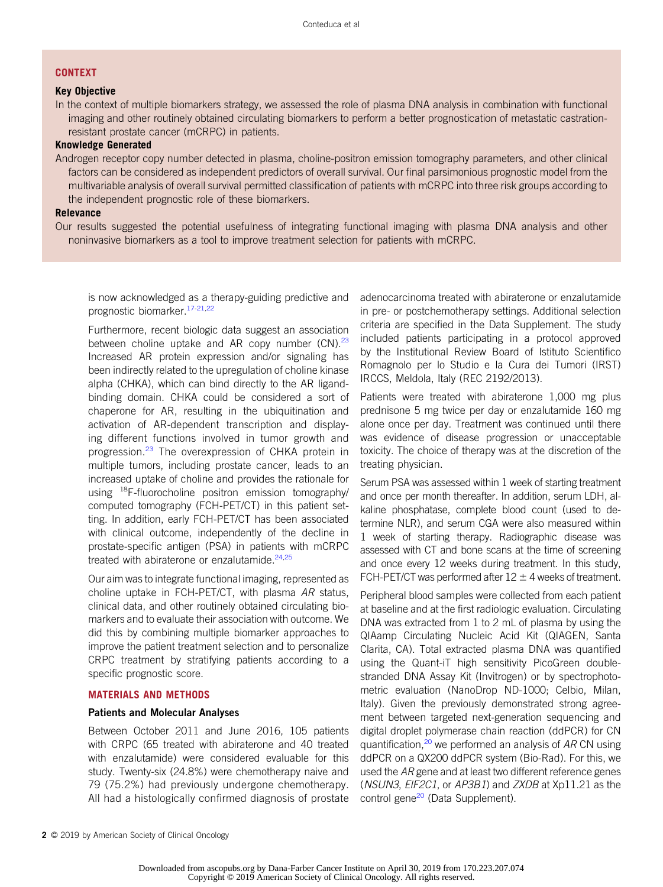## CONTEXT

**Key Objective**

In the context of multiple biomarkers strategy, we assessed the role of plasma DNA analysis in combination with functional imaging and other routinely obtained circulating biomarkers to perform a better prognostication of metastatic castration-resistant prostate cancer (mCRPC) in patients.

**Knowledge Generated**

Androgen receptor copy number detected in plasma, choline-positron emission tomography parameters, and other clinical factors can be considered as independent predictors of overall survival. Our final parsimonious prognostic model from the multivariable analysis of overall survival permitted classification of patients with mCRPC into three risk groups according to the independent prognostic role of these biomarkers.

**Relevance**

Our results suggested the potential usefulness of integrating functional imaging with plasma DNA analysis and other noninvasive biomarkers as a tool to improve treatment selection for patients with mCRPC.

is now acknowledged as a therapy-guiding predictive and prognostic biomarker.[17-21,22]

Furthermore, recent biologic data suggest an association between choline uptake and AR copy number (CN).[23] Increased AR protein expression and/or signaling has been indirectly related to the upregulation of choline kinase alpha (CHKA), which can bind directly to the AR ligand-binding domain. CHKA could be considered a sort of chaperone for AR, resulting in the ubiquitination and activation of AR-dependent transcription and displaying different functions involved in tumor growth and progression.[23] The overexpression of CHKA protein in multiple tumors, including prostate cancer, leads to an increased uptake of choline and provides the rationale for using $^{18}$F-fluorocholine positron emission tomography/computed tomography (FCH-PET/CT) in this patient setting. In addition, early FCH-PET/CT has been associated with clinical outcome, independently of the decline in prostate-specific antigen (PSA) in patients with mCRPC treated with abiraterone or enzalutamide.[24,25]

Our aim was to integrate functional imaging, represented as choline uptake in FCH-PET/CT, with plasma *AR* status, clinical data, and other routinely obtained circulating biomarkers and to evaluate their association with outcome. We did this by combining multiple biomarker approaches to improve the patient treatment selection and to personalize CRPC treatment by stratifying patients according to a specific prognostic score.

## MATERIALS AND METHODS

### Patients and Molecular Analyses

Between October 2011 and June 2016, 105 patients with CRPC (65 treated with abiraterone and 40 treated with enzalutamide) were considered evaluable for this study. Twenty-six (24.8%) were chemotherapy naive and 79 (75.2%) had previously undergone chemotherapy. All had a histologically confirmed diagnosis of prostate adenocarcinoma treated with abiraterone or enzalutamide in pre- or postchemotherapy settings. Additional selection criteria are specified in the Data Supplement. The study included patients participating in a protocol approved by the Institutional Review Board of Istituto Scientifico Romagnolo per lo Studio e la Cura dei Tumori (IRST) IRCCS, Meldola, Italy (REC 2192/2013).

Patients were treated with abiraterone 1,000 mg plus prednisone 5 mg twice per day or enzalutamide 160 mg alone once per day. Treatment was continued until there was evidence of disease progression or unacceptable toxicity. The choice of therapy was at the discretion of the treating physician.

Serum PSA was assessed within 1 week of starting treatment and once per month thereafter. In addition, serum LDH, alkaline phosphatase, complete blood count (used to determine NLR), and serum CGA were also measured within 1 week of starting therapy. Radiographic disease was assessed with CT and bone scans at the time of screening and once every 12 weeks during treatment. In this study, FCH-PET/CT was performed after $12 \pm 4$ weeks of treatment.

Peripheral blood samples were collected from each patient at baseline and at the first radiologic evaluation. Circulating DNA was extracted from 1 to 2 mL of plasma by using the QIAmp Circulating Nucleic Acid Kit (QIAGEN, Santa Clarita, CA). Total extracted plasma DNA was quantified using the Quant-iT high sensitivity PicoGreen double-stranded DNA Assay Kit (Invitrogen) or by spectrophotometric evaluation (NanoDrop ND-1000; Celbio, Milan, Italy). Given the previously demonstrated strong agreement between targeted next-generation sequencing and digital droplet polymerase chain reaction (ddPCR) for CN quantification,[20] we performed an analysis of *AR* CN using ddPCR on a QX200 ddPCR system (Bio-Rad). For this, we used the *AR* gene and at least two different reference genes (*NSUN3*, *EIF2C1*, or *AP3B1*) and *ZXDB* at Xp11.21 as the control gene[20] (Data Supplement).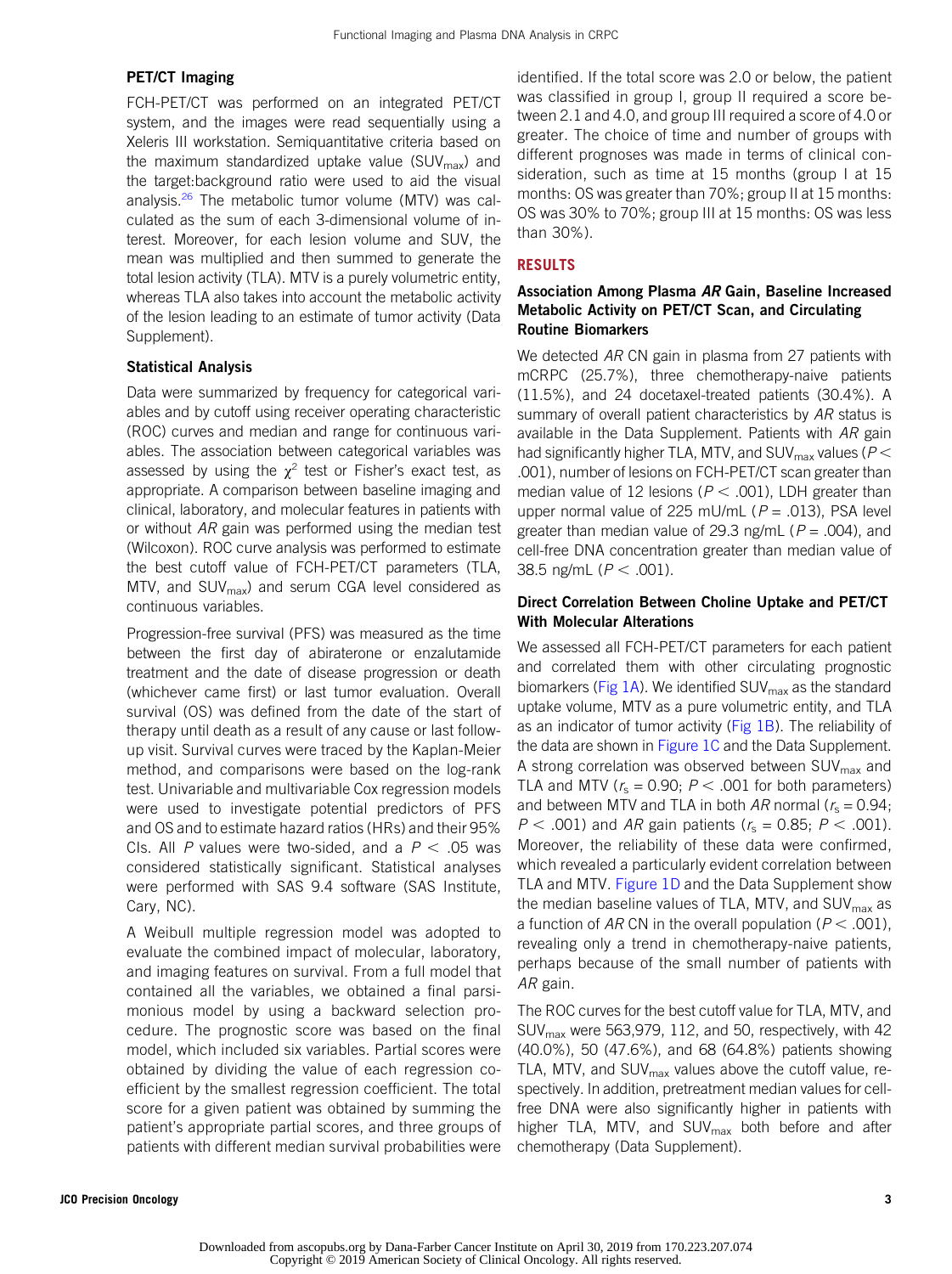### PET/CT Imaging

FCH-PET/CT was performed on an integrated PET/CT system, and the images were read sequentially using a Xeleris III workstation. Semiquantitative criteria based on the maximum standardized uptake value ($SUV_{max}$) and the target:background ratio were used to aid the visual analysis.[26] The metabolic tumor volume (MTV) was calculated as the sum of each 3-dimensional volume of interest. Moreover, for each lesion volume and SUV, the mean was multiplied and then summed to generate the total lesion activity (TLA). MTV is a purely volumetric entity, whereas TLA also takes into account the metabolic activity of the lesion leading to an estimate of tumor activity (Data Supplement).

### Statistical Analysis

Data were summarized by frequency for categorical variables and by cutoff using receiver operating characteristic (ROC) curves and median and range for continuous variables. The association between categorical variables was assessed by using the $\chi^2$ test or Fisher's exact test, as appropriate. A comparison between baseline imaging and clinical, laboratory, and molecular features in patients with or without *AR* gain was performed using the median test (Wilcoxon). ROC curve analysis was performed to estimate the best cutoff value of FCH-PET/CT parameters (TLA, MTV, and $SUV_{max}$) and serum CGA level considered as continuous variables.

Progression-free survival (PFS) was measured as the time between the first day of abiraterone or enzalutamide treatment and the date of disease progression or death (whichever came first) or last tumor evaluation. Overall survival (OS) was defined from the date of the start of therapy until death as a result of any cause or last follow-up visit. Survival curves were traced by the Kaplan-Meier method, and comparisons were based on the log-rank test. Univariable and multivariable Cox regression models were used to investigate potential predictors of PFS and OS and to estimate hazard ratios (HRs) and their 95% CIs. All *P* values were two-sided, and a $P < .05$ was considered statistically significant. Statistical analyses were performed with SAS 9.4 software (SAS Institute, Cary, NC).

A Weibull multiple regression model was adopted to evaluate the combined impact of molecular, laboratory, and imaging features on survival. From a full model that contained all the variables, we obtained a final parsimonious model by using a backward selection procedure. The prognostic score was based on the final model, which included six variables. Partial scores were obtained by dividing the value of each regression coefficient by the smallest regression coefficient. The total score for a given patient was obtained by summing the patient's appropriate partial scores, and three groups of patients with different median survival probabilities were identified. If the total score was 2.0 or below, the patient was classified in group I, group II required a score between 2.1 and 4.0, and group III required a score of 4.0 or greater. The choice of time and number of groups with different prognoses was made in terms of clinical consideration, such as time at 15 months (group I at 15 months: OS was greater than 70%; group II at 15 months: OS was 30% to 70%; group III at 15 months: OS was less than 30%).

## RESULTS

### Association Among Plasma *AR* Gain, Baseline Increased Metabolic Activity on PET/CT Scan, and Circulating Routine Biomarkers

We detected *AR* CN gain in plasma from 27 patients with mCRPC (25.7%), three chemotherapy-naive patients (11.5%), and 24 docetaxel-treated patients (30.4%). A summary of overall patient characteristics by *AR* status is available in the Data Supplement. Patients with *AR* gain had significantly higher TLA, MTV, and $SUV_{max}$ values ($P < .001$), number of lesions on FCH-PET/CT scan greater than median value of 12 lesions ($P < .001$), LDH greater than upper normal value of 225 mU/mL ($P = .013$), PSA level greater than median value of 29.3 ng/mL ($P = .004$), and cell-free DNA concentration greater than median value of 38.5 ng/mL ($P < .001$).

### Direct Correlation Between Choline Uptake and PET/CT With Molecular Alterations

We assessed all FCH-PET/CT parameters for each patient and correlated them with other circulating prognostic biomarkers (Fig 1A). We identified $SUV_{max}$ as the standard uptake volume, MTV as a pure volumetric entity, and TLA as an indicator of tumor activity (Fig 1B). The reliability of the data are shown in Figure 1C and the Data Supplement. A strong correlation was observed between $SUV_{max}$ and TLA and MTV ($r_s = 0.90$; $P < .001$ for both parameters) and between MTV and TLA in both *AR* normal ($r_s = 0.94$; $P < .001$) and *AR* gain patients ($r_s = 0.85$; $P < .001$). Moreover, the reliability of these data were confirmed, which revealed a particularly evident correlation between TLA and MTV. Figure 1D and the Data Supplement show the median baseline values of TLA, MTV, and $SUV_{max}$ as a function of *AR* CN in the overall population ($P < .001$), revealing only a trend in chemotherapy-naive patients, perhaps because of the small number of patients with *AR* gain.

The ROC curves for the best cutoff value for TLA, MTV, and $SUV_{max}$ were 563,979, 112, and 50, respectively, with 42 (40.0%), 50 (47.6%), and 68 (64.8%) patients showing TLA, MTV, and $SUV_{max}$ values above the cutoff value, respectively. In addition, pretreatment median values for cell-free DNA were also significantly higher in patients with higher TLA, MTV, and $SUV_{max}$ both before and after chemotherapy (Data Supplement).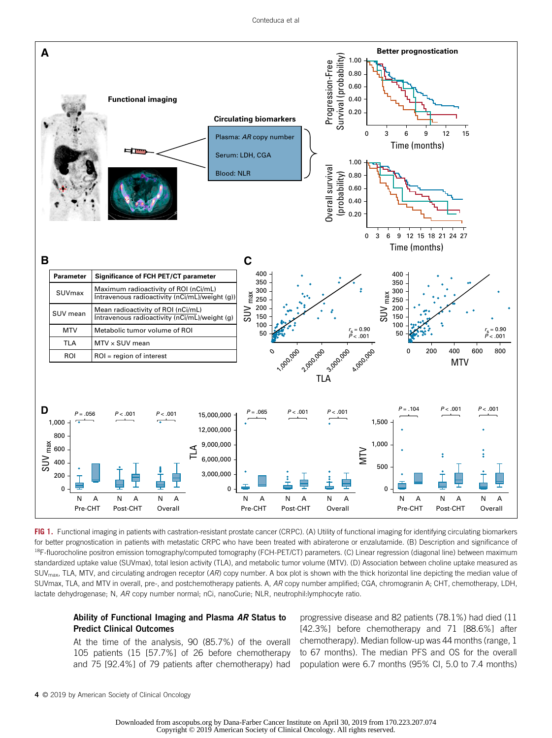**FIG 1.** Functional imaging in patients with castration-resistant prostate cancer (CRPC). (A) Utility of functional imaging for identifying circulating biomarkers for better prognostication in patients with metastatic CRPC who have been treated with abiraterone or enzalutamide. (B) Description and significance of [18]F-fluorocholine positron emission tomography/computed tomography (FCH-PET/CT) parameters. (C) Linear regression (diagonal line) between maximum standardized uptake value (SUVmax), total lesion activity (TLA), and metabolic tumor volume (MTV). (D) Association between choline uptake measured as $SUV_{max}$, TLA, MTV, and circulating androgen receptor (*AR*) copy number. A box plot is shown with the thick horizontal line depicting the median value of SUVmax, TLA, and MTV in overall, pre-, and postchemotherapy patients. A, *AR* copy number amplified; CGA, chromogranin A; CHT, chemotherapy, LDH, lactate dehydrogenase; N, *AR* copy number normal; nCi, nanoCurie; NLR, neutrophil:lymphocyte ratio.

### Ability of Functional Imaging and Plasma *AR* Status to Predict Clinical Outcomes

At the time of the analysis, 90 (85.7%) of the overall 105 patients (15 [57.7%] of 26 before chemotherapy and 75 [92.4%] of 79 patients after chemotherapy) had progressive disease and 82 patients (78.1%) had died (11 [42.3%] before chemotherapy and 71 [88.6%] after chemotherapy). Median follow-up was 44 months (range, 1 to 67 months). The median PFS and OS for the overall population were 6.7 months (95% CI, 5.0 to 7.4 months)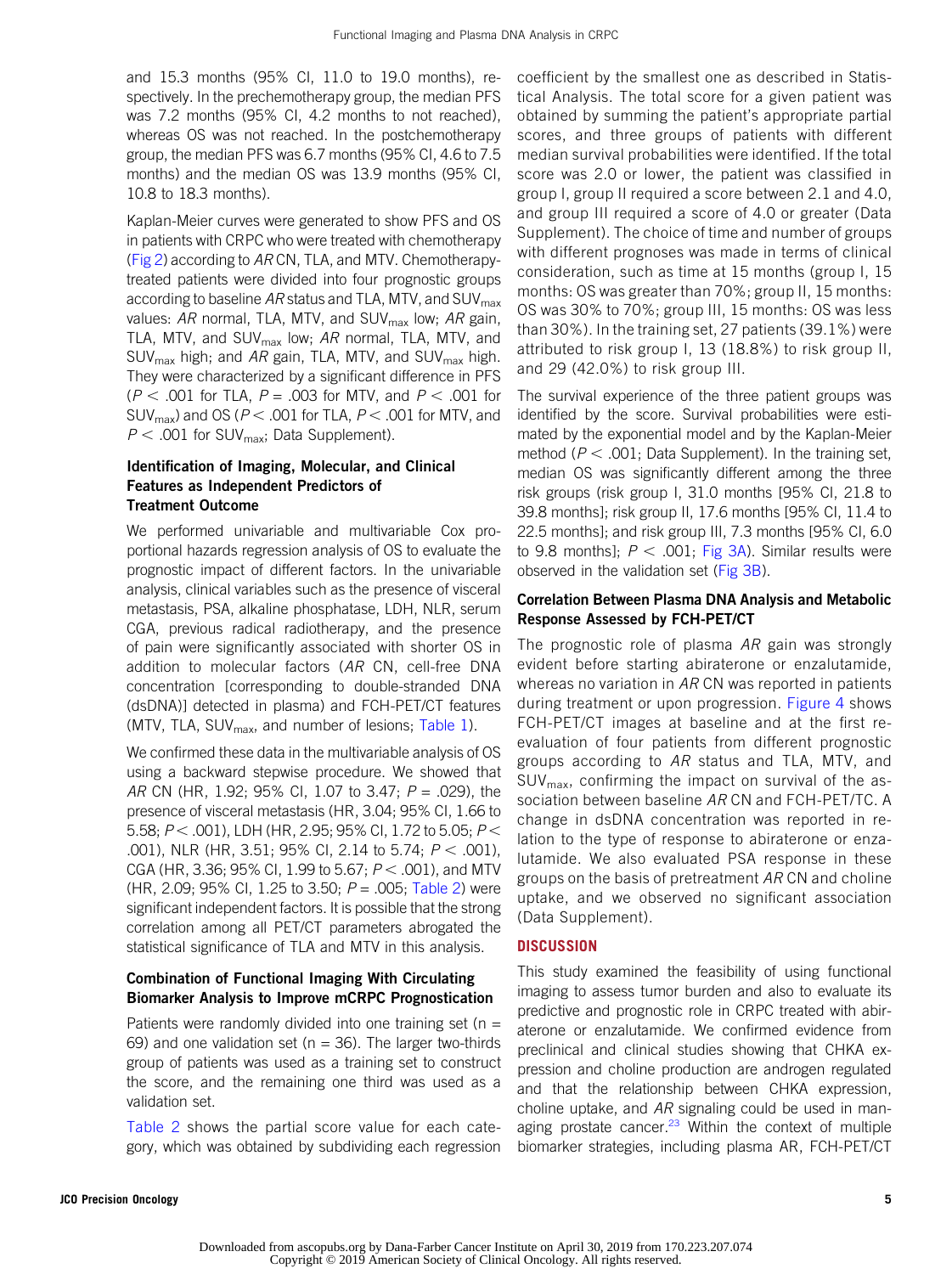and 15.3 months (95% CI, 11.0 to 19.0 months), respectively. In the prechemotherapy group, the median PFS was 7.2 months (95% CI, 4.2 months to not reached), whereas OS was not reached. In the postchemotherapy group, the median PFS was 6.7 months (95% CI, 4.6 to 7.5 months) and the median OS was 13.9 months (95% CI, 10.8 to 18.3 months).

Kaplan-Meier curves were generated to show PFS and OS in patients with CRPC who were treated with chemotherapy (Fig 2) according to *AR* CN, TLA, and MTV. Chemotherapy-treated patients were divided into four prognostic groups according to baseline *AR* status and TLA, MTV, and $SUV_{max}$ values: *AR* normal, TLA, MTV, and $SUV_{max}$ low; *AR* gain, TLA, MTV, and $SUV_{max}$ low; *AR* normal, TLA, MTV, and $SUV_{max}$ high; and *AR* gain, TLA, MTV, and $SUV_{max}$ high. They were characterized by a significant difference in PFS ($P < .001$ for TLA, $P = .003$ for MTV, and $P < .001$ for $SUV_{max}$) and OS ($P < .001$ for TLA, $P < .001$ for MTV, and $P < .001$ for $SUV_{max}$; Data Supplement).

### Identification of Imaging, Molecular, and Clinical Features as Independent Predictors of Treatment Outcome

We performed univariable and multivariable Cox proportional hazards regression analysis of OS to evaluate the prognostic impact of different factors. In the univariable analysis, clinical variables such as the presence of visceral metastasis, PSA, alkaline phosphatase, LDH, NLR, serum CGA, previous radical radiotherapy, and the presence of pain were significantly associated with shorter OS in addition to molecular factors (*AR* CN, cell-free DNA concentration [corresponding to double-stranded DNA (dsDNA)] detected in plasma) and FCH-PET/CT features (MTV, TLA, $SUV_{max}$, and number of lesions; Table 1).

We confirmed these data in the multivariable analysis of OS using a backward stepwise procedure. We showed that *AR* CN (HR, 1.92; 95% CI, 1.07 to 3.47; $P = .029$), the presence of visceral metastasis (HR, 3.04; 95% CI, 1.66 to 5.58; $P < .001$), LDH (HR, 2.95; 95% CI, 1.72 to 5.05; $P < .001$), NLR (HR, 3.51; 95% CI, 2.14 to 5.74; $P < .001$), CGA (HR, 3.36; 95% CI, 1.99 to 5.67; $P < .001$), and MTV (HR, 2.09; 95% CI, 1.25 to 3.50; $P = .005$; Table 2) were significant independent factors. It is possible that the strong correlation among all PET/CT parameters abrogated the statistical significance of TLA and MTV in this analysis.

### Combination of Functional Imaging With Circulating Biomarker Analysis to Improve mCRPC Prognostication

Patients were randomly divided into one training set (n = 69) and one validation set (n = 36). The larger two-thirds group of patients was used as a training set to construct the score, and the remaining one third was used as a validation set.

Table 2 shows the partial score value for each category, which was obtained by subdividing each regression coefficient by the smallest one as described in Statistical Analysis. The total score for a given patient was obtained by summing the patient's appropriate partial scores, and three groups of patients with different median survival probabilities were identified. If the total score was 2.0 or lower, the patient was classified in group I, group II required a score between 2.1 and 4.0, and group III required a score of 4.0 or greater (Data Supplement). The choice of time and number of groups with different prognoses was made in terms of clinical consideration, such as time at 15 months (group I, 15 months: OS was greater than 70%; group II, 15 months: OS was 30% to 70%; group III, 15 months: OS was less than 30%). In the training set, 27 patients (39.1%) were attributed to risk group I, 13 (18.8%) to risk group II, and 29 (42.0%) to risk group III.

The survival experience of the three patient groups was identified by the score. Survival probabilities were estimated by the exponential model and by the Kaplan-Meier method ($P < .001$; Data Supplement). In the training set, median OS was significantly different among the three risk groups (risk group I, 31.0 months [95% CI, 21.8 to 39.8 months]; risk group II, 17.6 months [95% CI, 11.4 to 22.5 months]; and risk group III, 7.3 months [95% CI, 6.0 to 9.8 months]; $P < .001$; Fig 3A). Similar results were observed in the validation set (Fig 3B).

### Correlation Between Plasma DNA Analysis and Metabolic Response Assessed by FCH-PET/CT

The prognostic role of plasma *AR* gain was strongly evident before starting abiraterone or enzalutamide, whereas no variation in *AR* CN was reported in patients during treatment or upon progression. Figure 4 shows FCH-PET/CT images at baseline and at the first reevaluation of four patients from different prognostic groups according to *AR* status and TLA, MTV, and $SUV_{max}$, confirming the impact on survival of the association between baseline *AR* CN and FCH-PET/TC. A change in dsDNA concentration was reported in relation to the type of response to abiraterone or enzalutamide. We also evaluated PSA response in these groups on the basis of pretreatment *AR* CN and choline uptake, and we observed no significant association (Data Supplement).

## DISCUSSION

This study examined the feasibility of using functional imaging to assess tumor burden and also to evaluate its predictive and prognostic role in CRPC treated with abiraterone or enzalutamide. We confirmed evidence from preclinical and clinical studies showing that CHKA expression and choline production are androgen regulated and that the relationship between CHKA expression, choline uptake, and *AR* signaling could be used in managing prostate cancer.[23] Within the context of multiple biomarker strategies, including plasma AR, FCH-PET/CT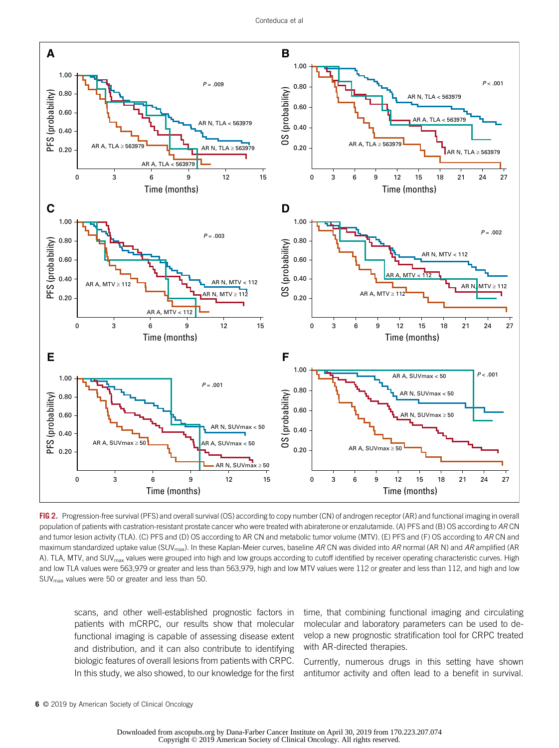**FIG 2.** Progression-free survival (PFS) and overall survival (OS) according to copy number (CN) of androgen receptor (AR) and functional imaging in overall population of patients with castration-resistant prostate cancer who were treated with abiraterone or enzalutamide. (A) PFS and (B) OS according to *AR* CN and tumor lesion activity (TLA). (C) PFS and (D) OS according to AR CN and metabolic tumor volume (MTV). (E) PFS and (F) OS according to *AR* CN and maximum standardized uptake value ($SUV_{max}$). In these Kaplan-Meier curves, baseline *AR* CN was divided into *AR* normal (AR N) and *AR* amplified (AR A). TLA, MTV, and $SUV_{max}$ values were grouped into high and low groups according to cutoff identified by receiver operating characteristic curves. High and low TLA values were 563,979 or greater and less than 563,979, high and low MTV values were 112 or greater and less than 112, and high and low $SUV_{max}$ values were 50 or greater and less than 50.

scans, and other well-established prognostic factors in patients with mCRPC, our results show that molecular functional imaging is capable of assessing disease extent and distribution, and it can also contribute to identifying biologic features of overall lesions from patients with CRPC. In this study, we also showed, to our knowledge for the first time, that combining functional imaging and circulating molecular and laboratory parameters can be used to develop a new prognostic stratification tool for CRPC treated with AR-directed therapies.

Currently, numerous drugs in this setting have shown antitumor activity and often lead to a benefit in survival.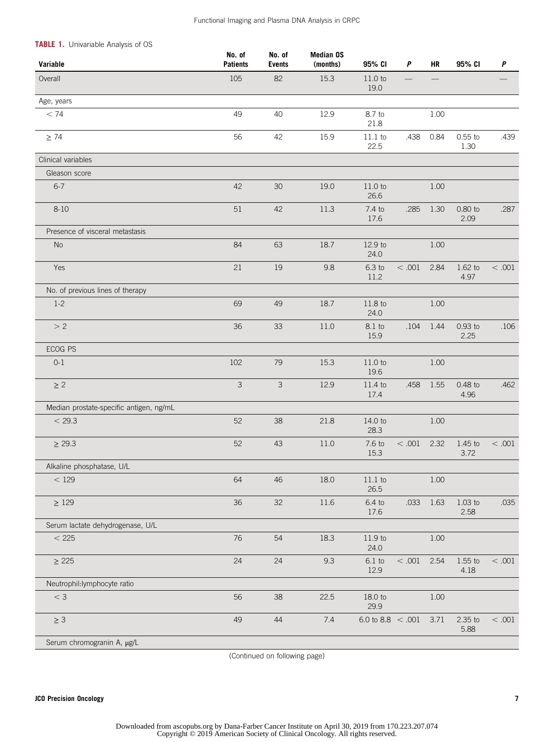**TABLE 1.** Univariable Analysis of OS

| Variable | No. of Patients | No. of Events | Median OS (months) | 95% CI | *P* | HR | 95% CI | *P* |
|---|---|---|---|---|---|---|---|---|
| Overall | 105 | 82 | 15.3 | 11.0 to 19.0 | — | — | | — |
| Age, years | | | | | | | | |
| < 74 | 49 | 40 | 12.9 | 8.7 to 21.8 | | 1.00 | | |
| ≥ 74 | 56 | 42 | 15.9 | 11.1 to 22.5 | .438 | 0.84 | 0.55 to 1.30 | .439 |
| Clinical variables | | | | | | | | |
| Gleason score | | | | | | | | |
| 6-7 | 42 | 30 | 19.0 | 11.0 to 26.6 | | 1.00 | | |
| 8-10 | 51 | 42 | 11.3 | 7.4 to 17.6 | .285 | 1.30 | 0.80 to 2.09 | .287 |
| Presence of visceral metastasis | | | | | | | | |
| No | 84 | 63 | 18.7 | 12.9 to 24.0 | | 1.00 | | |
| Yes | 21 | 19 | 9.8 | 6.3 to 11.2 | < .001 | 2.84 | 1.62 to 4.97 | < .001 |
| No. of previous lines of therapy | | | | | | | | |
| 1-2 | 69 | 49 | 18.7 | 11.8 to 24.0 | | 1.00 | | |
| > 2 | 36 | 33 | 11.0 | 8.1 to 15.9 | .104 | 1.44 | 0.93 to 2.25 | .106 |
| ECOG PS | | | | | | | | |
| 0-1 | 102 | 79 | 15.3 | 11.0 to 19.6 | | 1.00 | | |
| ≥ 2 | 3 | 3 | 12.9 | 11.4 to 17.4 | .458 | 1.55 | 0.48 to 4.96 | .462 |
| Median prostate-specific antigen, ng/mL | | | | | | | | |
| < 29.3 | 52 | 38 | 21.8 | 14.0 to 28.3 | | 1.00 | | |
| ≥ 29.3 | 52 | 43 | 11.0 | 7.6 to 15.3 | < .001 | 2.32 | 1.45 to 3.72 | < .001 |
| Alkaline phosphatase, U/L | | | | | | | | |
| < 129 | 64 | 46 | 18.0 | 11.1 to 26.5 | | 1.00 | | |
| ≥ 129 | 36 | 32 | 11.6 | 6.4 to 17.6 | .033 | 1.63 | 1.03 to 2.58 | .035 |
| Serum lactate dehydrogenase, U/L | | | | | | | | |
| < 225 | 76 | 54 | 18.3 | 11.9 to 24.0 | | 1.00 | | |
| ≥ 225 | 24 | 24 | 9.3 | 6.1 to 12.9 | < .001 | 2.54 | 1.55 to 4.18 | < .001 |
| Neutrophil:lymphocyte ratio | | | | | | | | |
| < 3 | 56 | 38 | 22.5 | 18.0 to 29.9 | | 1.00 | | |
| ≥ 3 | 49 | 44 | 7.4 | 6.0 to 8.8 | < .001 | 3.71 | 2.35 to 5.88 | < .001 |
| Serum chromogranin A, μg/L | | | | | | | | |

(Continued on following page)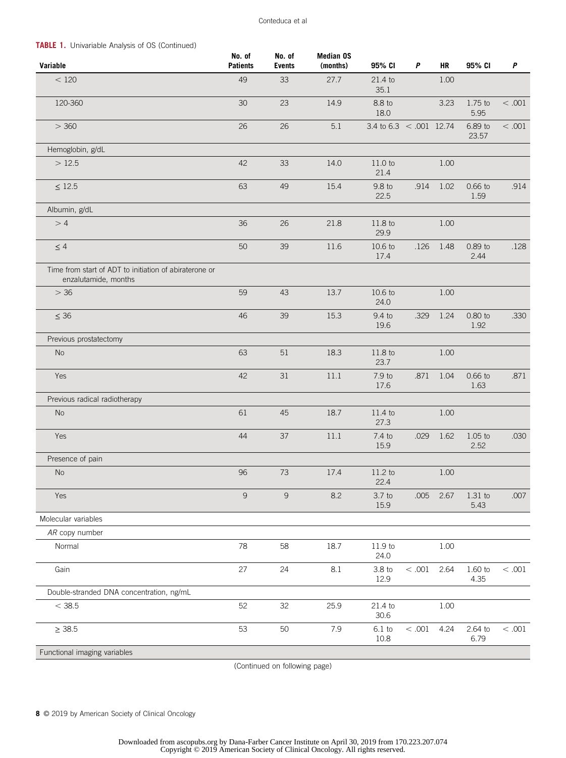**TABLE 1.** Univariable Analysis of OS (Continued)

| Variable | No. of Patients | No. of Events | Median OS (months) | 95% CI | *P* | HR | 95% CI | *P* |
|---|---|---|---|---|---|---|---|---|
| < 120 | 49 | 33 | 27.7 | 21.4 to 35.1 | | 1.00 | | |
| 120-360 | 30 | 23 | 14.9 | 8.8 to 18.0 | | 3.23 | 1.75 to 5.95 | < .001 |
| > 360 | 26 | 26 | 5.1 | 3.4 to 6.3 | < .001 | 12.74 | 6.89 to 23.57 | < .001 |
| Hemoglobin, g/dL | | | | | | | | |
| > 12.5 | 42 | 33 | 14.0 | 11.0 to 21.4 | | 1.00 | | |
| ≤ 12.5 | 63 | 49 | 15.4 | 9.8 to 22.5 | .914 | 1.02 | 0.66 to 1.59 | .914 |
| Albumin, g/dL | | | | | | | | |
| > 4 | 36 | 26 | 21.8 | 11.8 to 29.9 | | 1.00 | | |
| ≤ 4 | 50 | 39 | 11.6 | 10.6 to 17.4 | .126 | 1.48 | 0.89 to 2.44 | .128 |
| Time from start of ADT to initiation of abiraterone or enzalutamide, months | | | | | | | | |
| > 36 | 59 | 43 | 13.7 | 10.6 to 24.0 | | 1.00 | | |
| ≤ 36 | 46 | 39 | 15.3 | 9.4 to 19.6 | .329 | 1.24 | 0.80 to 1.92 | .330 |
| Previous prostatectomy | | | | | | | | |
| No | 63 | 51 | 18.3 | 11.8 to 23.7 | | 1.00 | | |
| Yes | 42 | 31 | 11.1 | 7.9 to 17.6 | .871 | 1.04 | 0.66 to 1.63 | .871 |
| Previous radical radiotherapy | | | | | | | | |
| No | 61 | 45 | 18.7 | 11.4 to 27.3 | | 1.00 | | |
| Yes | 44 | 37 | 11.1 | 7.4 to 15.9 | .029 | 1.62 | 1.05 to 2.52 | .030 |
| Presence of pain | | | | | | | | |
| No | 96 | 73 | 17.4 | 11.2 to 22.4 | | 1.00 | | |
| Yes | 9 | 9 | 8.2 | 3.7 to 15.9 | .005 | 2.67 | 1.31 to 5.43 | .007 |
| Molecular variables | | | | | | | | |
| *AR* copy number | | | | | | | | |
| Normal | 78 | 58 | 18.7 | 11.9 to 24.0 | | 1.00 | | |
| Gain | 27 | 24 | 8.1 | 3.8 to 12.9 | < .001 | 2.64 | 1.60 to 4.35 | < .001 |
| Double-stranded DNA concentration, ng/mL | | | | | | | | |
| < 38.5 | 52 | 32 | 25.9 | 21.4 to 30.6 | | 1.00 | | |
| ≥ 38.5 | 53 | 50 | 7.9 | 6.1 to 10.8 | < .001 | 4.24 | 2.64 to 6.79 | < .001 |
| Functional imaging variables | | | | | | | | |

(Continued on following page)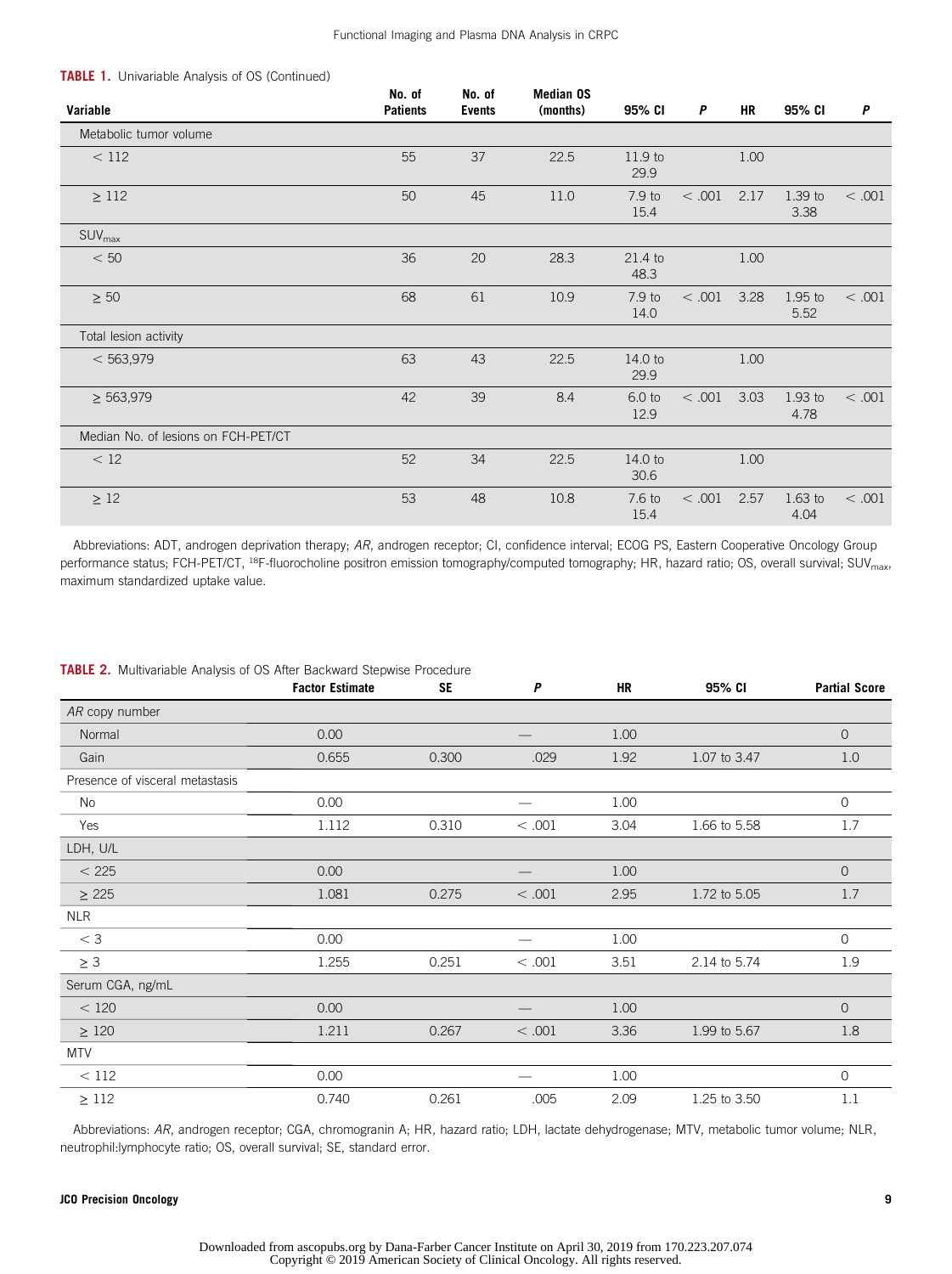**TABLE 1.** Univariable Analysis of OS (Continued)

| Variable | No. of Patients | No. of Events | Median OS (months) | 95% CI | *P* | HR | 95% CI | *P* |
|---|---|---|---|---|---|---|---|---|
| Metabolic tumor volume | | | | | | | | |
| < 112 | 55 | 37 | 22.5 | 11.9 to 29.9 | | 1.00 | | |
| ≥ 112 | 50 | 45 | 11.0 | 7.9 to 15.4 | < .001 | 2.17 | 1.39 to 3.38 | < .001 |
| $SUV_{max}$ | | | | | | | | |
| < 50 | 36 | 20 | 28.3 | 21.4 to 48.3 | | 1.00 | | |
| ≥ 50 | 68 | 61 | 10.9 | 7.9 to 14.0 | < .001 | 3.28 | 1.95 to 5.52 | < .001 |
| Total lesion activity | | | | | | | | |
| < 563,979 | 63 | 43 | 22.5 | 14.0 to 29.9 | | 1.00 | | |
| ≥ 563,979 | 42 | 39 | 8.4 | 6.0 to 12.9 | < .001 | 3.03 | 1.93 to 4.78 | < .001 |
| Median No. of lesions on FCH-PET/CT | | | | | | | | |
| < 12 | 52 | 34 | 22.5 | 14.0 to 30.6 | | 1.00 | | |
| ≥ 12 | 53 | 48 | 10.8 | 7.6 to 15.4 | < .001 | 2.57 | 1.63 to 4.04 | < .001 |

Abbreviations: ADT, androgen deprivation therapy; *AR*, androgen receptor; CI, confidence interval; ECOG PS, Eastern Cooperative Oncology Group performance status; FCH-PET/CT, [18]F-fluorocholine positron emission tomography/computed tomography; HR, hazard ratio; OS, overall survival; $SUV_{max}$, maximum standardized uptake value.

**TABLE 2.** Multivariable Analysis of OS After Backward Stepwise Procedure

| | Factor Estimate | SE | *P* | HR | 95% CI | Partial Score |
|---|---|---|---|---|---|---|
| *AR* copy number | | | | | | |
| Normal | 0.00 | | — | 1.00 | | 0 |
| Gain | 0.655 | 0.300 | .029 | 1.92 | 1.07 to 3.47 | 1.0 |
| Presence of visceral metastasis | | | | | | |
| No | 0.00 | | — | 1.00 | | 0 |
| Yes | 1.112 | 0.310 | < .001 | 3.04 | 1.66 to 5.58 | 1.7 |
| LDH, U/L | | | | | | |
| < 225 | 0.00 | | — | 1.00 | | 0 |
| ≥ 225 | 1.081 | 0.275 | < .001 | 2.95 | 1.72 to 5.05 | 1.7 |
| NLR | | | | | | |
| < 3 | 0.00 | | — | 1.00 | | 0 |
| ≥ 3 | 1.255 | 0.251 | < .001 | 3.51 | 2.14 to 5.74 | 1.9 |
| Serum CGA, ng/mL | | | | | | |
| < 120 | 0.00 | | — | 1.00 | | 0 |
| ≥ 120 | 1.211 | 0.267 | < .001 | 3.36 | 1.99 to 5.67 | 1.8 |
| MTV | | | | | | |
| < 112 | 0.00 | | — | 1.00 | | 0 |
| ≥ 112 | 0.740 | 0.261 | .005 | 2.09 | 1.25 to 3.50 | 1.1 |

Abbreviations: *AR*, androgen receptor; CGA, chromogranin A; HR, hazard ratio; LDH, lactate dehydrogenase; MTV, metabolic tumor volume; NLR, neutrophil:lymphocyte ratio; OS, overall survival; SE, standard error.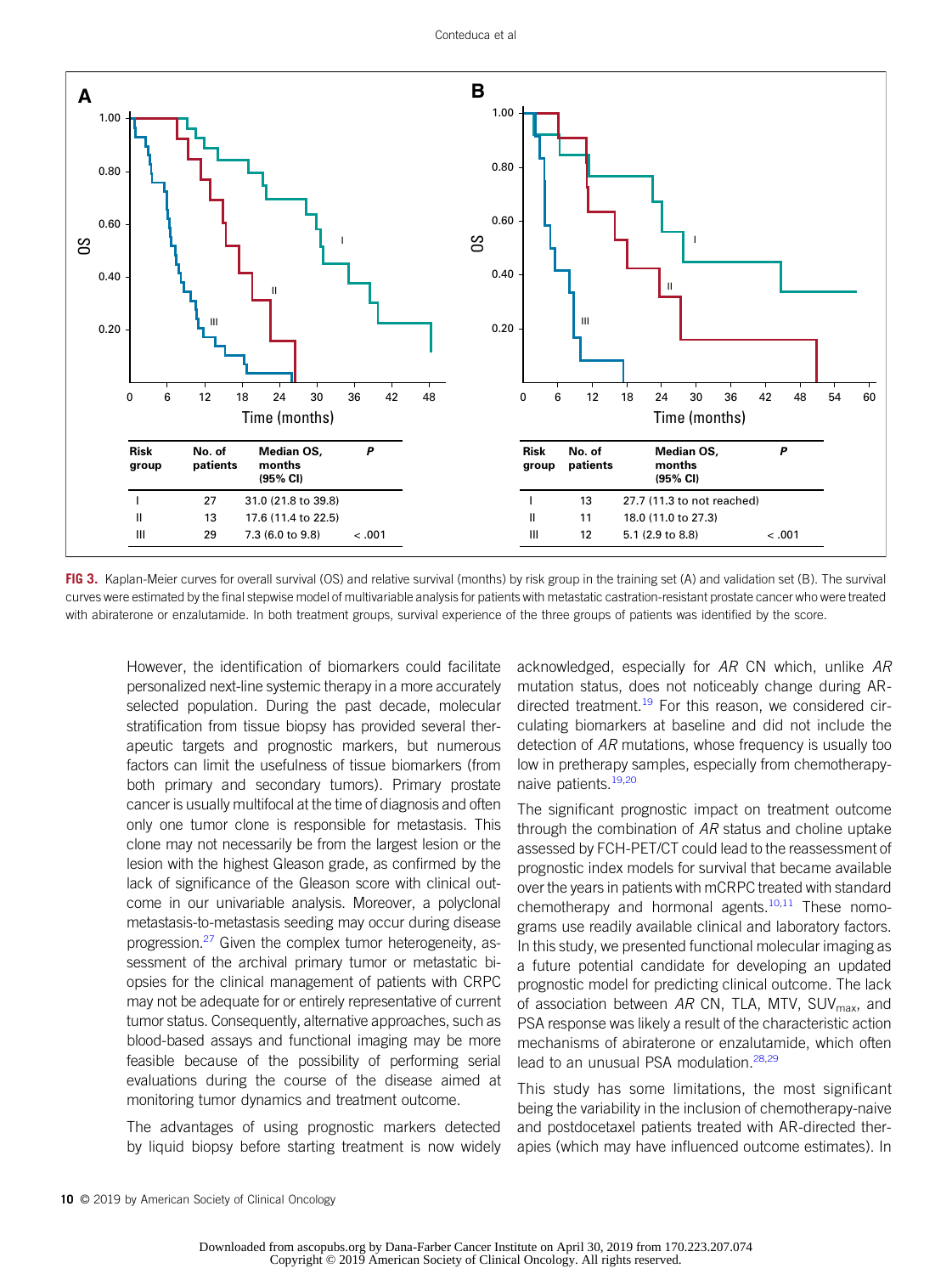A

1.00
0.80
0.60
0.40
0.20
OS

0 6 12 18 24 30 36 42 48
Time (months)

I
II
III

| Risk group | No. of patients | Median OS, months (95% CI) | P |
|---|---|---|---|
| I | 27 | 31.0 (21.8 to 39.8) | |
| II | 13 | 17.6 (11.4 to 22.5) | |
| III | 29 | 7.3 (6.0 to 9.8) | < .001 |

B

1.00
0.80
0.60
0.40
0.20
OS

0 6 12 18 24 30 36 42 48 54 60
Time (months)

I
II
III

| Risk group | No. of patients | Median OS, months (95% CI) | P |
|---|---|---|---|
| I | 13 | 27.7 (11.3 to not reached) | |
| II | 11 | 18.0 (11.0 to 27.3) | |
| III | 12 | 5.1 (2.9 to 8.8) | < .001 |

**FIG 3.** Kaplan-Meier curves for overall survival (OS) and relative survival (months) by risk group in the training set (A) and validation set (B). The survival curves were estimated by the final stepwise model of multivariable analysis for patients with metastatic castration-resistant prostate cancer who were treated with abiraterone or enzalutamide. In both treatment groups, survival experience of the three groups of patients was identified by the score.

However, the identification of biomarkers could facilitate personalized next-line systemic therapy in a more accurately selected population. During the past decade, molecular stratification from tissue biopsy has provided several therapeutic targets and prognostic markers, but numerous factors can limit the usefulness of tissue biomarkers (from both primary and secondary tumors). Primary prostate cancer is usually multifocal at the time of diagnosis and often only one tumor clone is responsible for metastasis. This clone may not necessarily be from the largest lesion or the lesion with the highest Gleason grade, as confirmed by the lack of significance of the Gleason score with clinical outcome in our univariable analysis. Moreover, a polyclonal metastasis-to-metastasis seeding may occur during disease progression.[27] Given the complex tumor heterogeneity, assessment of the archival primary tumor or metastatic biopsies for the clinical management of patients with CRPC may not be adequate for or entirely representative of current tumor status. Consequently, alternative approaches, such as blood-based assays and functional imaging may be more feasible because of the possibility of performing serial evaluations during the course of the disease aimed at monitoring tumor dynamics and treatment outcome.

The advantages of using prognostic markers detected by liquid biopsy before starting treatment is now widely acknowledged, especially for *AR* CN which, unlike *AR* mutation status, does not noticeably change during AR-directed treatment.[19] For this reason, we considered circulating biomarkers at baseline and did not include the detection of *AR* mutations, whose frequency is usually too low in pretherapy samples, especially from chemotherapy-naive patients.[19,20]

The significant prognostic impact on treatment outcome through the combination of *AR* status and choline uptake assessed by FCH-PET/CT could lead to the reassessment of prognostic index models for survival that became available over the years in patients with mCRPC treated with standard chemotherapy and hormonal agents.[10,11] These nomograms use readily available clinical and laboratory factors. In this study, we presented functional molecular imaging as a future potential candidate for developing an updated prognostic model for predicting clinical outcome. The lack of association between *AR* CN, TLA, MTV, $SUV_{max}$, and PSA response was likely a result of the characteristic action mechanisms of abiraterone or enzalutamide, which often lead to an unusual PSA modulation.[28,29]

This study has some limitations, the most significant being the variability in the inclusion of chemotherapy-naive and postdocetaxel patients treated with AR-directed therapies (which may have influenced outcome estimates). In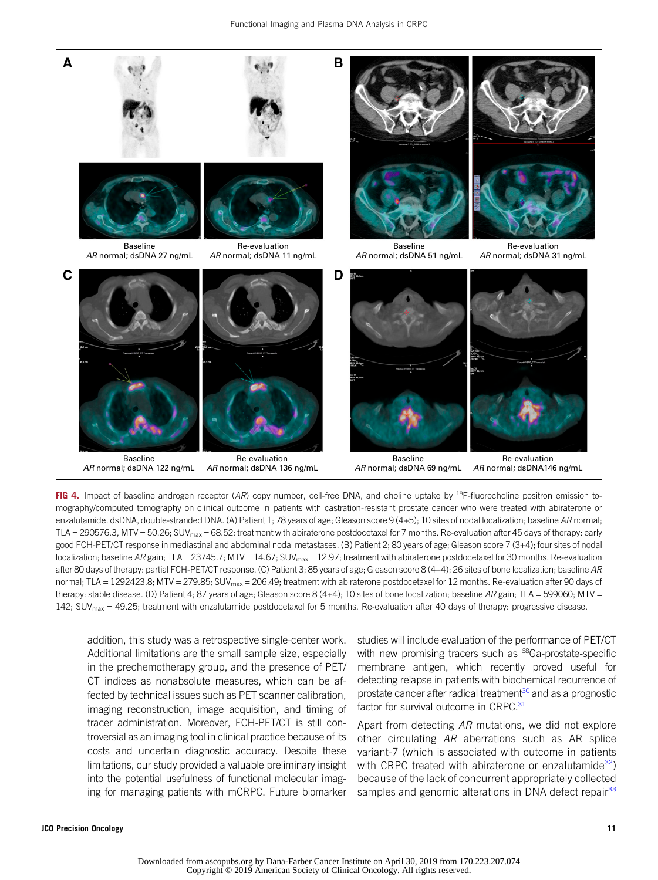Baseline
*AR* normal; dsDNA 27 ng/mL

Re-evaluation
*AR* normal; dsDNA 11 ng/mL

Baseline
*AR* normal; dsDNA 51 ng/mL

Re-evaluation
*AR* normal; dsDNA 31 ng/mL

Baseline
*AR* normal; dsDNA 122 ng/mL

Re-evaluation
*AR* normal; dsDNA 136 ng/mL

Baseline
*AR* normal; dsDNA 69 ng/mL

Re-evaluation
*AR* normal; dsDNA146 ng/mL

**FIG 4.** Impact of baseline androgen receptor (*AR*) copy number, cell-free DNA, and choline uptake by $^{18}$F-fluorocholine positron emission tomography/computed tomography on clinical outcome in patients with castration-resistant prostate cancer who were treated with abiraterone or enzalutamide. dsDNA, double-stranded DNA. (A) Patient 1; 78 years of age; Gleason score 9 (4+5); 10 sites of nodal localization; baseline *AR* normal; TLA = 290576.3, MTV = 50.26; $SUV_{max}$ = 68.52: treatment with abiraterone postdocetaxel for 7 months. Re-evaluation after 45 days of therapy: early good FCH-PET/CT response in mediastinal and abdominal nodal metastases. (B) Patient 2; 80 years of age; Gleason score 7 (3+4); four sites of nodal localization; baseline *AR* gain; TLA = 23745.7; MTV = 14.67; $SUV_{max}$ = 12.97; treatment with abiraterone postdocetaxel for 30 months. Re-evaluation after 80 days of therapy: partial FCH-PET/CT response. (C) Patient 3; 85 years of age; Gleason score 8 (4+4); 26 sites of bone localization; baseline *AR* normal; TLA = 1292423.8; MTV = 279.85; $SUV_{max}$ = 206.49; treatment with abiraterone postdocetaxel for 12 months. Re-evaluation after 90 days of therapy: stable disease. (D) Patient 4; 87 years of age; Gleason score 8 (4+4); 10 sites of bone localization; baseline *AR* gain; TLA = 599060; MTV = 142; $SUV_{max}$ = 49.25; treatment with enzalutamide postdocetaxel for 5 months. Re-evaluation after 40 days of therapy: progressive disease.

addition, this study was a retrospective single-center work. Additional limitations are the small sample size, especially in the prechemotherapy group, and the presence of PET/CT indices as nonabsolute measures, which can be affected by technical issues such as PET scanner calibration, imaging reconstruction, image acquisition, and timing of tracer administration. Moreover, FCH-PET/CT is still controversial as an imaging tool in clinical practice because of its costs and uncertain diagnostic accuracy. Despite these limitations, our study provided a valuable preliminary insight into the potential usefulness of functional molecular imaging for managing patients with mCRPC. Future biomarker studies will include evaluation of the performance of PET/CT with new promising tracers such as $^{68}$Ga-prostate-specific membrane antigen, which recently proved useful for detecting relapse in patients with biochemical recurrence of prostate cancer after radical treatment[30] and as a prognostic factor for survival outcome in CRPC.[31]

Apart from detecting *AR* mutations, we did not explore other circulating *AR* aberrations such as AR splice variant-7 (which is associated with outcome in patients with CRPC treated with abiraterone or enzalutamide[32]) because of the lack of concurrent appropriately collected samples and genomic alterations in DNA defect repair[33]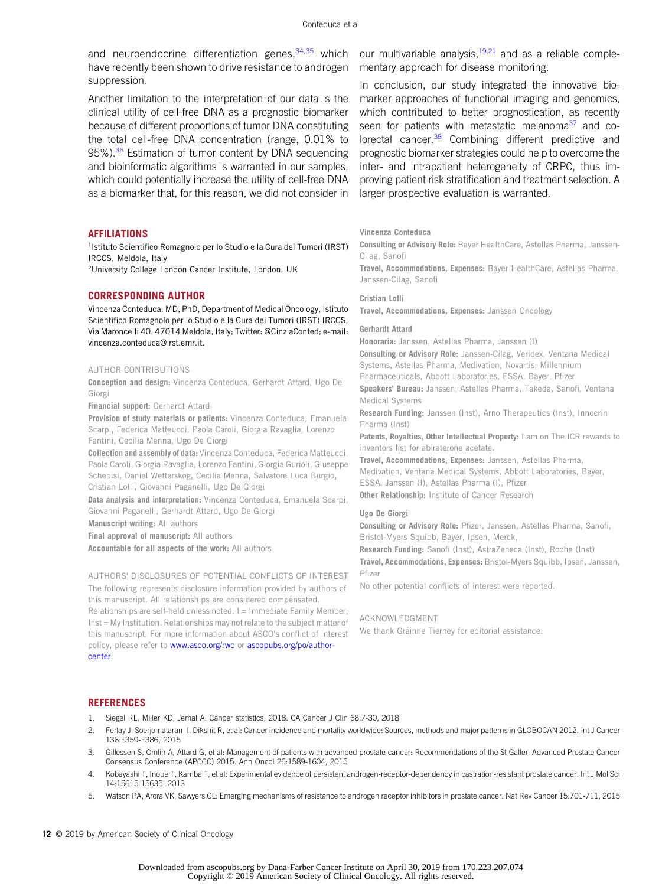and neuroendocrine differentiation genes,[34,35] which have recently been shown to drive resistance to androgen suppression.

Another limitation to the interpretation of our data is the clinical utility of cell-free DNA as a prognostic biomarker because of different proportions of tumor DNA constituting the total cell-free DNA concentration (range, 0.01% to 95%).[36] Estimation of tumor content by DNA sequencing and bioinformatic algorithms is warranted in our samples, which could potentially increase the utility of cell-free DNA as a biomarker that, for this reason, we did not consider in our multivariable analysis,[19,21] and as a reliable complementary approach for disease monitoring.

In conclusion, our study integrated the innovative biomarker approaches of functional imaging and genomics, which contributed to better prognostication, as recently seen for patients with metastatic melanoma[37] and colorectal cancer.[38] Combining different predictive and prognostic biomarker strategies could help to overcome the inter- and intrapatient heterogeneity of CRPC, thus improving patient risk stratification and treatment selection. A larger prospective evaluation is warranted.

## AFFILIATIONS

[1]Istituto Scientifico Romagnolo per lo Studio e la Cura dei Tumori (IRST) IRCCS, Meldola, Italy
[2]University College London Cancer Institute, London, UK

## CORRESPONDING AUTHOR

Vincenza Conteduca, MD, PhD, Department of Medical Oncology, Istituto Scientifico Romagnolo per lo Studio e la Cura dei Tumori (IRST) IRCCS, Via Maroncelli 40, 47014 Meldola, Italy; Twitter: @CinziaConted; e-mail: vincenza.conteduca@irst.emr.it.

## AUTHOR CONTRIBUTIONS

**Conception and design:** Vincenza Conteduca, Gerhardt Attard, Ugo De Giorgi
**Financial support:** Gerhardt Attard
**Provision of study materials or patients:** Vincenza Conteduca, Emanuela Scarpi, Federica Matteucci, Paola Caroli, Giorgia Ravaglia, Lorenzo Fantini, Cecilia Menna, Ugo De Giorgi
**Collection and assembly of data:** Vincenza Conteduca, Federica Matteucci, Paola Caroli, Giorgia Ravaglia, Lorenzo Fantini, Giorgia Gurioli, Giuseppe Schepisi, Daniel Wetterskog, Cecilia Menna, Salvatore Luca Burgio, Cristian Lolli, Giovanni Paganelli, Ugo De Giorgi
**Data analysis and interpretation:** Vincenza Conteduca, Emanuela Scarpi, Giovanni Paganelli, Gerhardt Attard, Ugo De Giorgi
**Manuscript writing:** All authors
**Final approval of manuscript:** All authors
**Accountable for all aspects of the work:** All authors

## AUTHORS' DISCLOSURES OF POTENTIAL CONFLICTS OF INTEREST

The following represents disclosure information provided by authors of this manuscript. All relationships are considered compensated. Relationships are self-held unless noted. I = Immediate Family Member, Inst = My Institution. Relationships may not relate to the subject matter of this manuscript. For more information about ASCO's conflict of interest policy, please refer to www.asco.org/rwc or ascopubs.org/po/author-center.

**Vincenza Conteduca**
**Consulting or Advisory Role:** Bayer HealthCare, Astellas Pharma, Janssen-Cilag, Sanofi
**Travel, Accommodations, Expenses:** Bayer HealthCare, Astellas Pharma, Janssen-Cilag, Sanofi

**Cristian Lolli**
**Travel, Accommodations, Expenses:** Janssen Oncology

**Gerhardt Attard**
**Honoraria:** Janssen, Astellas Pharma, Janssen (I)
**Consulting or Advisory Role:** Janssen-Cilag, Veridex, Ventana Medical Systems, Astellas Pharma, Medivation, Novartis, Millennium Pharmaceuticals, Abbott Laboratories, ESSA, Bayer, Pfizer
**Speakers' Bureau:** Janssen, Astellas Pharma, Takeda, Sanofi, Ventana Medical Systems
**Research Funding:** Janssen (Inst), Arno Therapeutics (Inst), Innocrin Pharma (Inst)
**Patents, Royalties, Other Intellectual Property:** I am on The ICR rewards to inventors list for abiraterone acetate.
**Travel, Accommodations, Expenses:** Janssen, Astellas Pharma, Medivation, Ventana Medical Systems, Abbott Laboratories, Bayer, ESSA, Janssen (I), Astellas Pharma (I), Pfizer
**Other Relationship:** Institute of Cancer Research

**Ugo De Giorgi**
**Consulting or Advisory Role:** Pfizer, Janssen, Astellas Pharma, Sanofi, Bristol-Myers Squibb, Bayer, Ipsen, Merck,
**Research Funding:** Sanofi (Inst), AstraZeneca (Inst), Roche (Inst)
**Travel, Accommodations, Expenses:** Bristol-Myers Squibb, Ipsen, Janssen, Pfizer

No other potential conflicts of interest were reported.

## ACKNOWLEDGMENT

We thank Gráinne Tierney for editorial assistance.

## REFERENCES

1. Siegel RL, Miller KD, Jemal A: Cancer statistics, 2018. CA Cancer J Clin 68:7-30, 2018
2. Ferlay J, Soerjomataram I, Dikshit R, et al: Cancer incidence and mortality worldwide: Sources, methods and major patterns in GLOBOCAN 2012. Int J Cancer 136:E359-E386, 2015
3. Gillessen S, Omlin A, Attard G, et al: Management of patients with advanced prostate cancer: Recommendations of the St Gallen Advanced Prostate Cancer Consensus Conference (APCCC) 2015. Ann Oncol 26:1589-1604, 2015
4. Kobayashi T, Inoue T, Kamba T, et al: Experimental evidence of persistent androgen-receptor-dependency in castration-resistant prostate cancer. Int J Mol Sci 14:15615-15635, 2013
5. Watson PA, Arora VK, Sawyers CL: Emerging mechanisms of resistance to androgen receptor inhibitors in prostate cancer. Nat Rev Cancer 15:701-711, 2015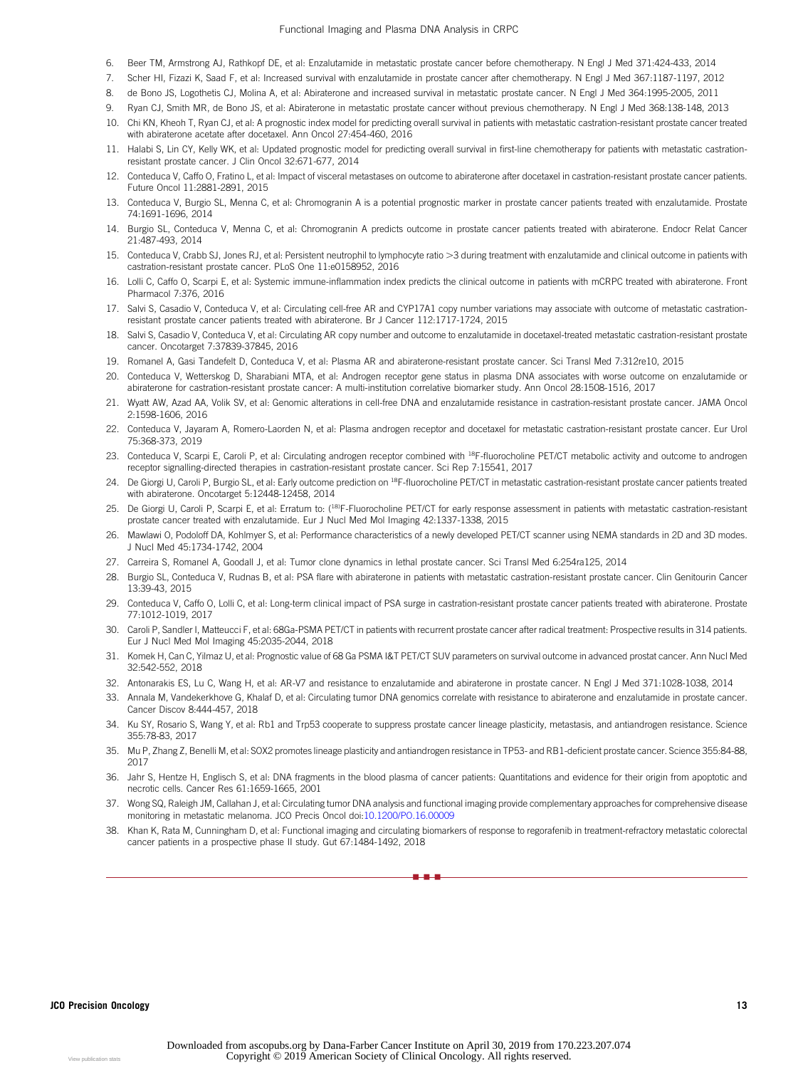6. Beer TM, Armstrong AJ, Rathkopf DE, et al: Enzalutamide in metastatic prostate cancer before chemotherapy. N Engl J Med 371:424-433, 2014
7. Scher HI, Fizazi K, Saad F, et al: Increased survival with enzalutamide in prostate cancer after chemotherapy. N Engl J Med 367:1187-1197, 2012
8. de Bono JS, Logothetis CJ, Molina A, et al: Abiraterone and increased survival in metastatic prostate cancer. N Engl J Med 364:1995-2005, 2011
9. Ryan CJ, Smith MR, de Bono JS, et al: Abiraterone in metastatic prostate cancer without previous chemotherapy. N Engl J Med 368:138-148, 2013
10. Chi KN, Kheoh T, Ryan CJ, et al: A prognostic index model for predicting overall survival in patients with metastatic castration-resistant prostate cancer treated with abiraterone acetate after docetaxel. Ann Oncol 27:454-460, 2016
11. Halabi S, Lin CY, Kelly WK, et al: Updated prognostic model for predicting overall survival in first-line chemotherapy for patients with metastatic castration-resistant prostate cancer. J Clin Oncol 32:671-677, 2014
12. Conteduca V, Caffo O, Fratino L, et al: Impact of visceral metastases on outcome to abiraterone after docetaxel in castration-resistant prostate cancer patients. Future Oncol 11:2881-2891, 2015
13. Conteduca V, Burgio SL, Menna C, et al: Chromogranin A is a potential prognostic marker in prostate cancer patients treated with enzalutamide. Prostate 74:1691-1696, 2014
14. Burgio SL, Conteduca V, Menna C, et al: Chromogranin A predicts outcome in prostate cancer patients treated with abiraterone. Endocr Relat Cancer 21:487-493, 2014
15. Conteduca V, Crabb SJ, Jones RJ, et al: Persistent neutrophil to lymphocyte ratio >3 during treatment with enzalutamide and clinical outcome in patients with castration-resistant prostate cancer. PLoS One 11:e0158952, 2016
16. Lolli C, Caffo O, Scarpi E, et al: Systemic immune-inflammation index predicts the clinical outcome in patients with mCRPC treated with abiraterone. Front Pharmacol 7:376, 2016
17. Salvi S, Casadio V, Conteduca V, et al: Circulating cell-free AR and CYP17A1 copy number variations may associate with outcome of metastatic castration-resistant prostate cancer patients treated with abiraterone. Br J Cancer 112:1717-1724, 2015
18. Salvi S, Casadio V, Conteduca V, et al: Circulating AR copy number and outcome to enzalutamide in docetaxel-treated metastatic castration-resistant prostate cancer. Oncotarget 7:37839-37845, 2016
19. Romanel A, Gasi Tandefelt D, Conteduca V, et al: Plasma AR and abiraterone-resistant prostate cancer. Sci Transl Med 7:312re10, 2015
20. Conteduca V, Wetterskog D, Sharabiani MTA, et al: Androgen receptor gene status in plasma DNA associates with worse outcome on enzalutamide or abiraterone for castration-resistant prostate cancer: A multi-institution correlative biomarker study. Ann Oncol 28:1508-1516, 2017
21. Wyatt AW, Azad AA, Volik SV, et al: Genomic alterations in cell-free DNA and enzalutamide resistance in castration-resistant prostate cancer. JAMA Oncol 2:1598-1606, 2016
22. Conteduca V, Jayaram A, Romero-Laorden N, et al: Plasma androgen receptor and docetaxel for metastatic castration-resistant prostate cancer. Eur Urol 75:368-373, 2019
23. Conteduca V, Scarpi E, Caroli P, et al: Circulating androgen receptor combined with $^{18}$F-fluorocholine PET/CT metabolic activity and outcome to androgen receptor signalling-directed therapies in castration-resistant prostate cancer. Sci Rep 7:15541, 2017
24. De Giorgi U, Caroli P, Burgio SL, et al: Early outcome prediction on $^{18}$F-fluorocholine PET/CT in metastatic castration-resistant prostate cancer patients treated with abiraterone. Oncotarget 5:12448-12458, 2014
25. De Giorgi U, Caroli P, Scarpi E, et al: Erratum to: ($^{18}$)F-Fluorocholine PET/CT for early response assessment in patients with metastatic castration-resistant prostate cancer treated with enzalutamide. Eur J Nucl Med Mol Imaging 42:1337-1338, 2015
26. Mawlawi O, Podoloff DA, Kohlmyer S, et al: Performance characteristics of a newly developed PET/CT scanner using NEMA standards in 2D and 3D modes. J Nucl Med 45:1734-1742, 2004
27. Carreira S, Romanel A, Goodall J, et al: Tumor clone dynamics in lethal prostate cancer. Sci Transl Med 6:254ra125, 2014
28. Burgio SL, Conteduca V, Rudnas B, et al: PSA flare with abiraterone in patients with metastatic castration-resistant prostate cancer. Clin Genitourin Cancer 13:39-43, 2015
29. Conteduca V, Caffo O, Lolli C, et al: Long-term clinical impact of PSA surge in castration-resistant prostate cancer patients treated with abiraterone. Prostate 77:1012-1019, 2017
30. Caroli P, Sandler I, Matteucci F, et al: 68Ga-PSMA PET/CT in patients with recurrent prostate cancer after radical treatment: Prospective results in 314 patients. Eur J Nucl Med Mol Imaging 45:2035-2044, 2018
31. Komek H, Can C, Yilmaz U, et al: Prognostic value of 68 Ga PSMA I&T PET/CT SUV parameters on survival outcome in advanced prostat cancer. Ann Nucl Med 32:542-552, 2018
32. Antonarakis ES, Lu C, Wang H, et al: AR-V7 and resistance to enzalutamide and abiraterone in prostate cancer. N Engl J Med 371:1028-1038, 2014
33. Annala M, Vandekerkhove G, Khalaf D, et al: Circulating tumor DNA genomics correlate with resistance to abiraterone and enzalutamide in prostate cancer. Cancer Discov 8:444-457, 2018
34. Ku SY, Rosario S, Wang Y, et al: Rb1 and Trp53 cooperate to suppress prostate cancer lineage plasticity, metastasis, and antiandrogen resistance. Science 355:78-83, 2017
35. Mu P, Zhang Z, Benelli M, et al: SOX2 promotes lineage plasticity and antiandrogen resistance in TP53- and RB1-deficient prostate cancer. Science 355:84-88, 2017
36. Jahr S, Hentze H, Englisch S, et al: DNA fragments in the blood plasma of cancer patients: Quantitations and evidence for their origin from apoptotic and necrotic cells. Cancer Res 61:1659-1665, 2001
37. Wong SQ, Raleigh JM, Callahan J, et al: Circulating tumor DNA analysis and functional imaging provide complementary approaches for comprehensive disease monitoring in metastatic melanoma. JCO Precis Oncol doi:10.1200/PO.16.00009
38. Khan K, Rata M, Cunningham D, et al: Functional imaging and circulating biomarkers of response to regorafenib in treatment-refractory metastatic colorectal cancer patients in a prospective phase II study. Gut 67:1484-1492, 2018